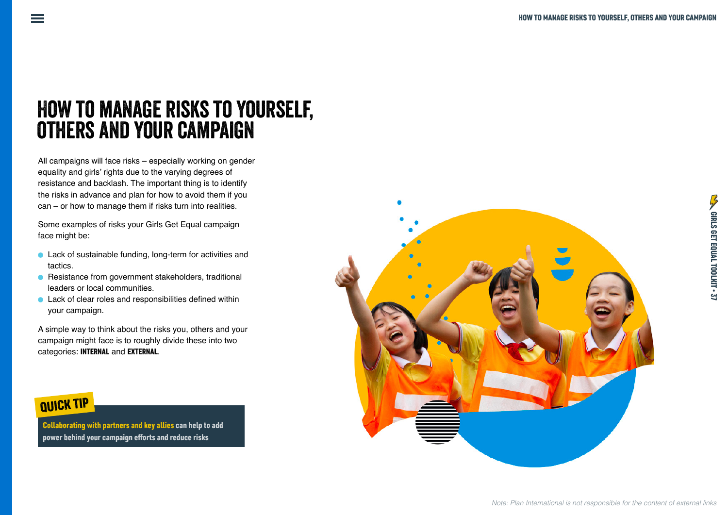# HOW TO MANAGE RISKS TO YOURSELF, OTHERS AND YOUR CAMPAIGN

All campaigns will face risks – especially working on gender equality and girls' rights due to the varying degrees of resistance and backlash. The important thing is to identify the risks in advance and plan for how to avoid them if you can – or how to manage them if risks turn into realities.

Some examples of risks your Girls Get Equal campaign face might be:

- Lack of sustainable funding, long-term for activities and tactics.
- Resistance from government stakeholders, traditional leaders or local communities.
- Lack of clear roles and responsibilities defined within your campaign.

A simple way to think about the risks you, others and your campaign might face is to roughly divide these into two categories: **INTERNAL** and **EXTERNAL**.

**QUICK TIP**

**Collaborating with partners and key allies can help to add power behind your campaign efforts and reduce risks**

*Note: Plan International is not responsible for the content of external links*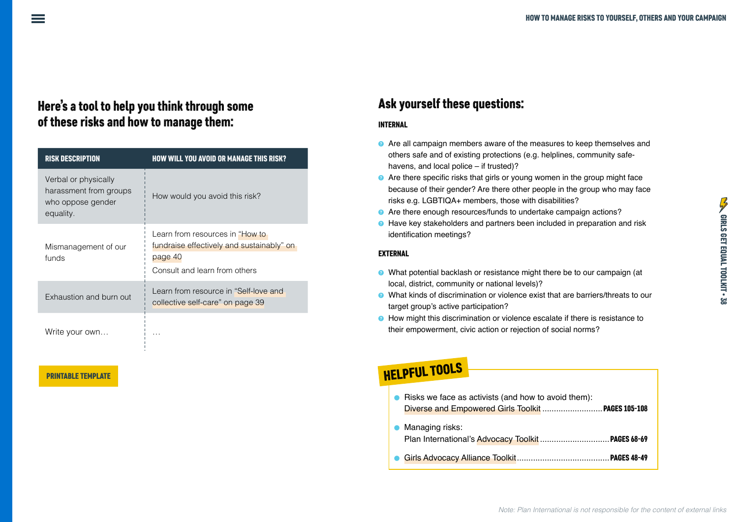## Here's a tool to help you think through some of these risks and how to manage them:

| RISK DESCRIPTION | HOW WILL YOU AVOID OR MANAGE THIS RISK? |
|---|---|
| Verbal or physically harassment from groups who oppose gender equality. | How would you avoid this risk? |
| Mismanagement of our funds | Learn from resources in "How to fundraise effectively and sustainably" on page 40<br>Consult and learn from others |
| Exhaustion and burn out | Learn from resource in "Self-love and collective self-care" on page 39 |
| Write your own… | … |

**PRINTABLE TEMPLATE**

## Ask yourself these questions:

**INTERNAL**

- Are all campaign members aware of the measures to keep themselves and others safe and of existing protections (e.g. helplines, community safe-havens, and local police – if trusted)?
- Are there specific risks that girls or young women in the group might face because of their gender? Are there other people in the group who may face risks e.g. LGBTIQA+ members, those with disabilities?
- Are there enough resources/funds to undertake campaign actions?
- Have key stakeholders and partners been included in preparation and risk identification meetings?

**EXTERNAL**

- What potential backlash or resistance might there be to our campaign (at local, district, community or national levels)?
- What kinds of discrimination or violence exist that are barriers/threats to our target group's active participation?
- How might this discrimination or violence escalate if there is resistance to their empowerment, civic action or rejection of social norms?

### HELPFUL TOOLS

- Risks we face as activists (and how to avoid them): Diverse and Empowered Girls Toolkit .......................... **PAGES 105-108**
- Managing risks: Plan International's Advocacy Toolkit .............................. **PAGES 68-69**
- Girls Advocacy Alliance Toolkit....................................... **PAGES 48-49**

*Note: Plan International is not responsible for the content of external links*